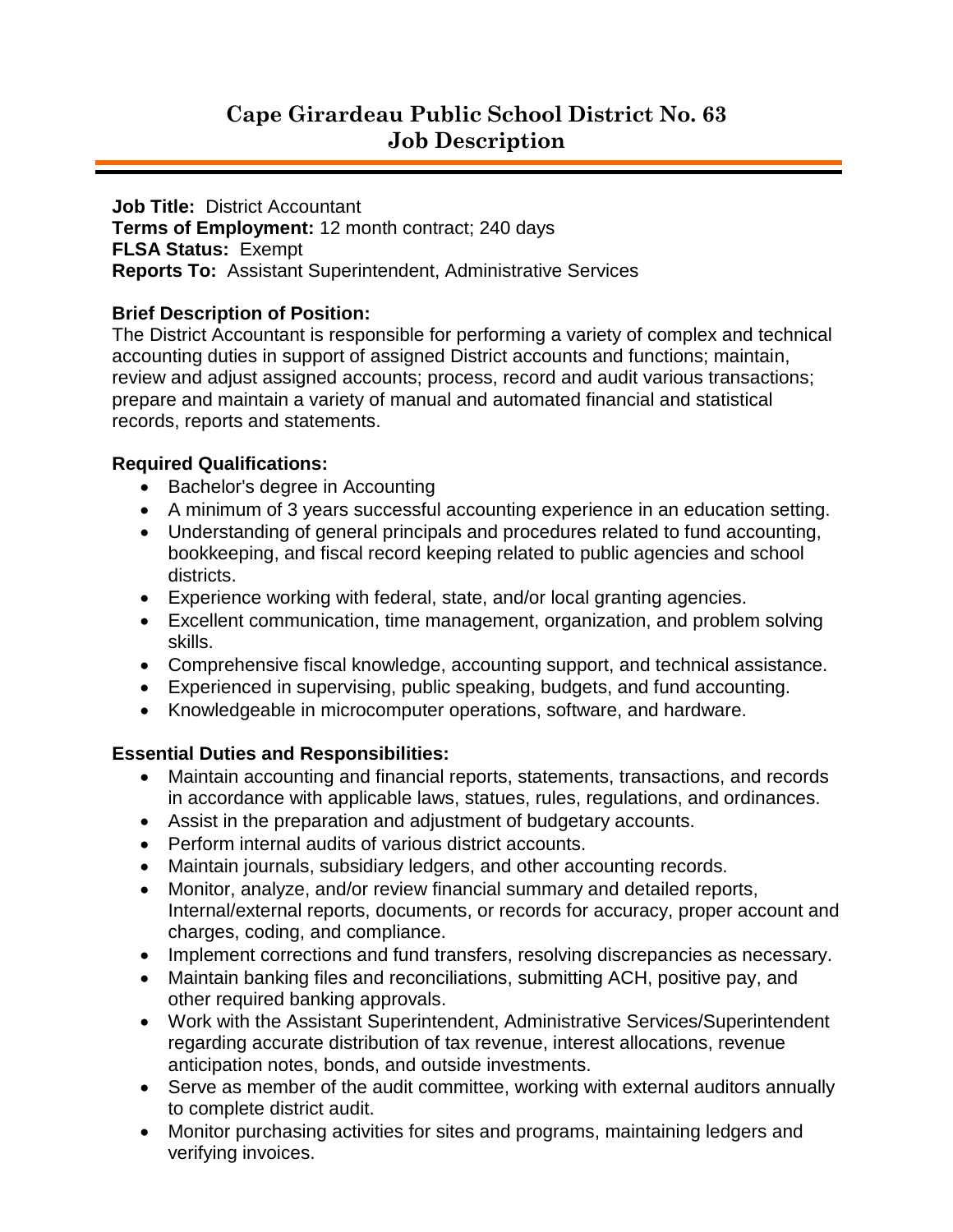# Cape Girardeau Public School District No. 63
# Job Description

**Job Title:** District Accountant
**Terms of Employment:** 12 month contract; 240 days
**FLSA Status:** Exempt
**Reports To:** Assistant Superintendent, Administrative Services

**Brief Description of Position:**
The District Accountant is responsible for performing a variety of complex and technical accounting duties in support of assigned District accounts and functions; maintain, review and adjust assigned accounts; process, record and audit various transactions; prepare and maintain a variety of manual and automated financial and statistical records, reports and statements.

**Required Qualifications:**

- Bachelor's degree in Accounting
- A minimum of 3 years successful accounting experience in an education setting.
- Understanding of general principals and procedures related to fund accounting, bookkeeping, and fiscal record keeping related to public agencies and school districts.
- Experience working with federal, state, and/or local granting agencies.
- Excellent communication, time management, organization, and problem solving skills.
- Comprehensive fiscal knowledge, accounting support, and technical assistance.
- Experienced in supervising, public speaking, budgets, and fund accounting.
- Knowledgeable in microcomputer operations, software, and hardware.

**Essential Duties and Responsibilities:**

- Maintain accounting and financial reports, statements, transactions, and records in accordance with applicable laws, statues, rules, regulations, and ordinances.
- Assist in the preparation and adjustment of budgetary accounts.
- Perform internal audits of various district accounts.
- Maintain journals, subsidiary ledgers, and other accounting records.
- Monitor, analyze, and/or review financial summary and detailed reports, Internal/external reports, documents, or records for accuracy, proper account and charges, coding, and compliance.
- Implement corrections and fund transfers, resolving discrepancies as necessary.
- Maintain banking files and reconciliations, submitting ACH, positive pay, and other required banking approvals.
- Work with the Assistant Superintendent, Administrative Services/Superintendent regarding accurate distribution of tax revenue, interest allocations, revenue anticipation notes, bonds, and outside investments.
- Serve as member of the audit committee, working with external auditors annually to complete district audit.
- Monitor purchasing activities for sites and programs, maintaining ledgers and verifying invoices.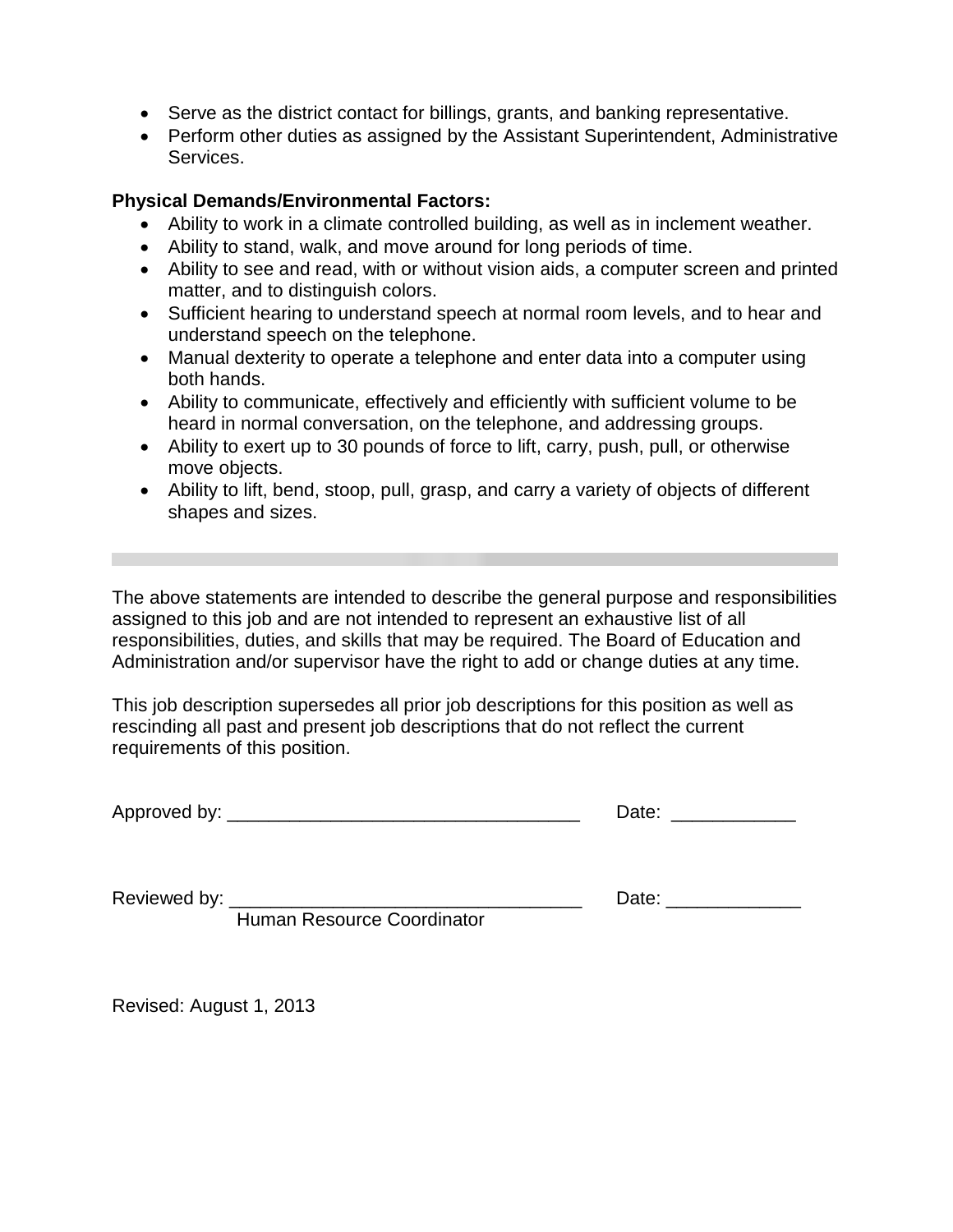- Serve as the district contact for billings, grants, and banking representative.
- Perform other duties as assigned by the Assistant Superintendent, Administrative Services.

**Physical Demands/Environmental Factors:**

- Ability to work in a climate controlled building, as well as in inclement weather.
- Ability to stand, walk, and move around for long periods of time.
- Ability to see and read, with or without vision aids, a computer screen and printed matter, and to distinguish colors.
- Sufficient hearing to understand speech at normal room levels, and to hear and understand speech on the telephone.
- Manual dexterity to operate a telephone and enter data into a computer using both hands.
- Ability to communicate, effectively and efficiently with sufficient volume to be heard in normal conversation, on the telephone, and addressing groups.
- Ability to exert up to 30 pounds of force to lift, carry, push, pull, or otherwise move objects.
- Ability to lift, bend, stoop, pull, grasp, and carry a variety of objects of different shapes and sizes.

---

The above statements are intended to describe the general purpose and responsibilities assigned to this job and are not intended to represent an exhaustive list of all responsibilities, duties, and skills that may be required. The Board of Education and Administration and/or supervisor have the right to add or change duties at any time.

This job description supersedes all prior job descriptions for this position as well as rescinding all past and present job descriptions that do not reflect the current requirements of this position.

Approved by: __________________________________ Date: ____________

Reviewed by: __________________________________ Date: _____________
Human Resource Coordinator

Revised: August 1, 2013